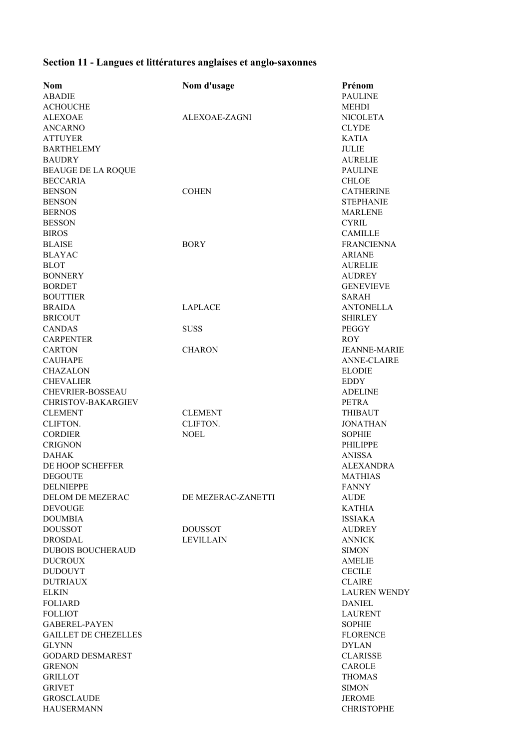## Section 11 - Langues et littératures anglaises et anglo-saxonnes

| Nom | Nom d'usage | Prénom |
|---|---|---|
| ABADIE | | PAULINE |
| ACHOUCHE | | MEHDI |
| ALEXOAE | ALEXOAE-ZAGNI | NICOLETA |
| ANCARNO | | CLYDE |
| ATTUYER | | KATIA |
| BARTHELEMY | | JULIE |
| BAUDRY | | AURELIE |
| BEAUGE DE LA ROQUE | | PAULINE |
| BECCARIA | | CHLOE |
| BENSON | COHEN | CATHERINE |
| BENSON | | STEPHANIE |
| BERNOS | | MARLENE |
| BESSON | | CYRIL |
| BIROS | | CAMILLE |
| BLAISE | BORY | FRANCIENNA |
| BLAYAC | | ARIANE |
| BLOT | | AURELIE |
| BONNERY | | AUDREY |
| BORDET | | GENEVIEVE |
| BOUTTIER | | SARAH |
| BRAIDA | LAPLACE | ANTONELLA |
| BRICOUT | | SHIRLEY |
| CANDAS | SUSS | PEGGY |
| CARPENTER | | ROY |
| CARTON | CHARON | JEANNE-MARIE |
| CAUHAPE | | ANNE-CLAIRE |
| CHAZALON | | ELODIE |
| CHEVALIER | | EDDY |
| CHEVRIER-BOSSEAU | | ADELINE |
| CHRISTOV-BAKARGIEV | | PETRA |
| CLEMENT | CLEMENT | THIBAUT |
| CLIFTON. | CLIFTON. | JONATHAN |
| CORDIER | NOEL | SOPHIE |
| CRIGNON | | PHILIPPE |
| DAHAK | | ANISSA |
| DE HOOP SCHEFFER | | ALEXANDRA |
| DEGOUTE | | MATHIAS |
| DELNIEPPE | | FANNY |
| DELOM DE MEZERAC | DE MEZERAC-ZANETTI | AUDE |
| DEVOUGE | | KATHIA |
| DOUMBIA | | ISSIAKA |
| DOUSSOT | DOUSSOT | AUDREY |
| DROSDAL | LEVILLAIN | ANNICK |
| DUBOIS BOUCHERAUD | | SIMON |
| DUCROUX | | AMELIE |
| DUDOUYT | | CECILE |
| DUTRIAUX | | CLAIRE |
| ELKIN | | LAUREN WENDY |
| FOLIARD | | DANIEL |
| FOLLIOT | | LAURENT |
| GABEREL-PAYEN | | SOPHIE |
| GAILLET DE CHEZELLES | | FLORENCE |
| GLYNN | | DYLAN |
| GODARD DESMAREST | | CLARISSE |
| GRENON | | CAROLE |
| GRILLOT | | THOMAS |
| GRIVET | | SIMON |
| GROSCLAUDE | | JEROME |
| HAUSERMANN | | CHRISTOPHE |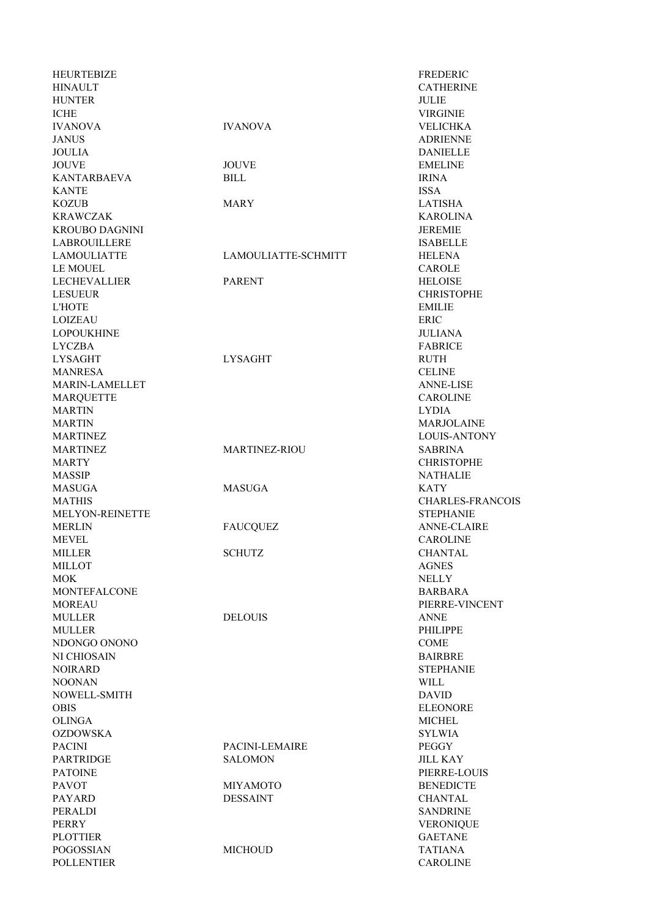| | | |
|---|---|---|
| HEURTEBIZE | | FREDERIC |
| HINAULT | | CATHERINE |
| HUNTER | | JULIE |
| ICHE | | VIRGINIE |
| IVANOVA | IVANOVA | VELICHKA |
| JANUS | | ADRIENNE |
| JOULIA | | DANIELLE |
| JOUVE | JOUVE | EMELINE |
| KANTARBAEVA | BILL | IRINA |
| KANTE | | ISSA |
| KOZUB | MARY | LATISHA |
| KRAWCZAK | | KAROLINA |
| KROUBO DAGNINI | | JEREMIE |
| LABROUILLERE | | ISABELLE |
| LAMOULIATTE | LAMOULIATTE-SCHMITT | HELENA |
| LE MOUEL | | CAROLE |
| LECHEVALLIER | PARENT | HELOISE |
| LESUEUR | | CHRISTOPHE |
| L'HOTE | | EMILIE |
| LOIZEAU | | ERIC |
| LOPOUKHINE | | JULIANA |
| LYCZBA | | FABRICE |
| LYSAGHT | LYSAGHT | RUTH |
| MANRESA | | CELINE |
| MARIN-LAMELLET | | ANNE-LISE |
| MARQUETTE | | CAROLINE |
| MARTIN | | LYDIA |
| MARTIN | | MARJOLAINE |
| MARTINEZ | | LOUIS-ANTONY |
| MARTINEZ | MARTINEZ-RIOU | SABRINA |
| MARTY | | CHRISTOPHE |
| MASSIP | | NATHALIE |
| MASUGA | MASUGA | KATY |
| MATHIS | | CHARLES-FRANCOIS |
| MELYON-REINETTE | | STEPHANIE |
| MERLIN | FAUCQUEZ | ANNE-CLAIRE |
| MEVEL | | CAROLINE |
| MILLER | SCHUTZ | CHANTAL |
| MILLOT | | AGNES |
| MOK | | NELLY |
| MONTEFALCONE | | BARBARA |
| MOREAU | | PIERRE-VINCENT |
| MULLER | DELOUIS | ANNE |
| MULLER | | PHILIPPE |
| NDONGO ONONO | | COME |
| NI CHIOSAIN | | BAIRBRE |
| NOIRARD | | STEPHANIE |
| NOONAN | | WILL |
| NOWELL-SMITH | | DAVID |
| OBIS | | ELEONORE |
| OLINGA | | MICHEL |
| OZDOWSKA | | SYLWIA |
| PACINI | PACINI-LEMAIRE | PEGGY |
| PARTRIDGE | SALOMON | JILL KAY |
| PATOINE | | PIERRE-LOUIS |
| PAVOT | MIYAMOTO | BENEDICTE |
| PAYARD | DESSAINT | CHANTAL |
| PERALDI | | SANDRINE |
| PERRY | | VERONIQUE |
| PLOTTIER | | GAETANE |
| POGOSSIAN | MICHOUD | TATIANA |
| POLLENTIER | | CAROLINE |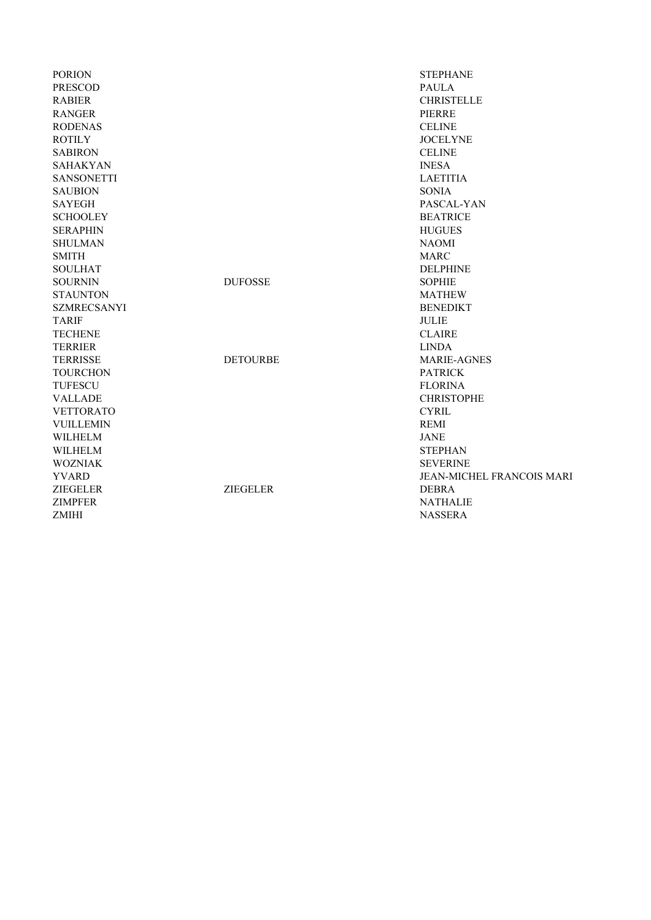| | | |
|---|---|---|
| PORION | | STEPHANE |
| PRESCOD | | PAULA |
| RABIER | | CHRISTELLE |
| RANGER | | PIERRE |
| RODENAS | | CELINE |
| ROTILY | | JOCELYNE |
| SABIRON | | CELINE |
| SAHAKYAN | | INESA |
| SANSONETTI | | LAETITIA |
| SAUBION | | SONIA |
| SAYEGH | | PASCAL-YAN |
| SCHOOLEY | | BEATRICE |
| SERAPHIN | | HUGUES |
| SHULMAN | | NAOMI |
| SMITH | | MARC |
| SOULHAT | | DELPHINE |
| SOURNIN | DUFOSSE | SOPHIE |
| STAUNTON | | MATHEW |
| SZMRECSANYI | | BENEDIKT |
| TARIF | | JULIE |
| TECHENE | | CLAIRE |
| TERRIER | | LINDA |
| TERRISSE | DETOURBE | MARIE-AGNES |
| TOURCHON | | PATRICK |
| TUFESCU | | FLORINA |
| VALLADE | | CHRISTOPHE |
| VETTORATO | | CYRIL |
| VUILLEMIN | | REMI |
| WILHELM | | JANE |
| WILHELM | | STEPHAN |
| WOZNIAK | | SEVERINE |
| YVARD | | JEAN-MICHEL FRANCOIS MARI |
| ZIEGELER | ZIEGELER | DEBRA |
| ZIMPFER | | NATHALIE |
| ZMIHI | | NASSERA |